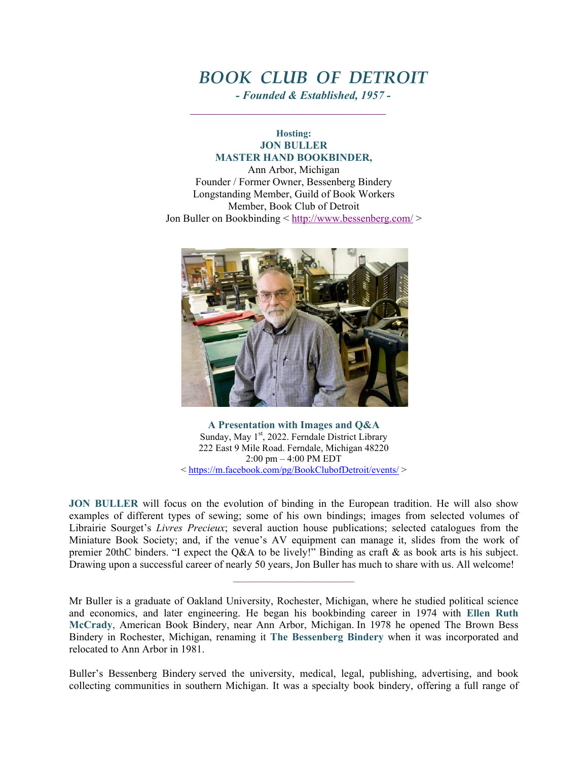# *BOOK CLUB OF DETROIT*

***- Founded & Established, 1957 -***

---

**Hosting:**
**JON BULLER**
**MASTER HAND BOOKBINDER,**
Ann Arbor, Michigan
Founder / Former Owner, Bessenberg Bindery
Longstanding Member, Guild of Book Workers
Member, Book Club of Detroit
Jon Buller on Bookbinding < http://www.bessenberg.com/ >

**A Presentation with Images and Q&A**
Sunday, May 1st, 2022. Ferndale District Library
222 East 9 Mile Road. Ferndale, Michigan 48220
2:00 pm – 4:00 PM EDT
< https://m.facebook.com/pg/BookClubofDetroit/events/ >

**JON BULLER** will focus on the evolution of binding in the European tradition. He will also show examples of different types of sewing; some of his own bindings; images from selected volumes of Librairie Sourget's *Livres Precieux*; several auction house publications; selected catalogues from the Miniature Book Society; and, if the venue's AV equipment can manage it, slides from the work of premier 20thC binders. "I expect the Q&A to be lively!" Binding as craft & as book arts is his subject. Drawing upon a successful career of nearly 50 years, Jon Buller has much to share with us. All welcome!

---

Mr Buller is a graduate of Oakland University, Rochester, Michigan, where he studied political science and economics, and later engineering. He began his bookbinding career in 1974 with **Ellen Ruth McCrady**, American Book Bindery, near Ann Arbor, Michigan. In 1978 he opened The Brown Bess Bindery in Rochester, Michigan, renaming it **The Bessenberg Bindery** when it was incorporated and relocated to Ann Arbor in 1981.

Buller's Bessenberg Bindery served the university, medical, legal, publishing, advertising, and book collecting communities in southern Michigan. It was a specialty book bindery, offering a full range of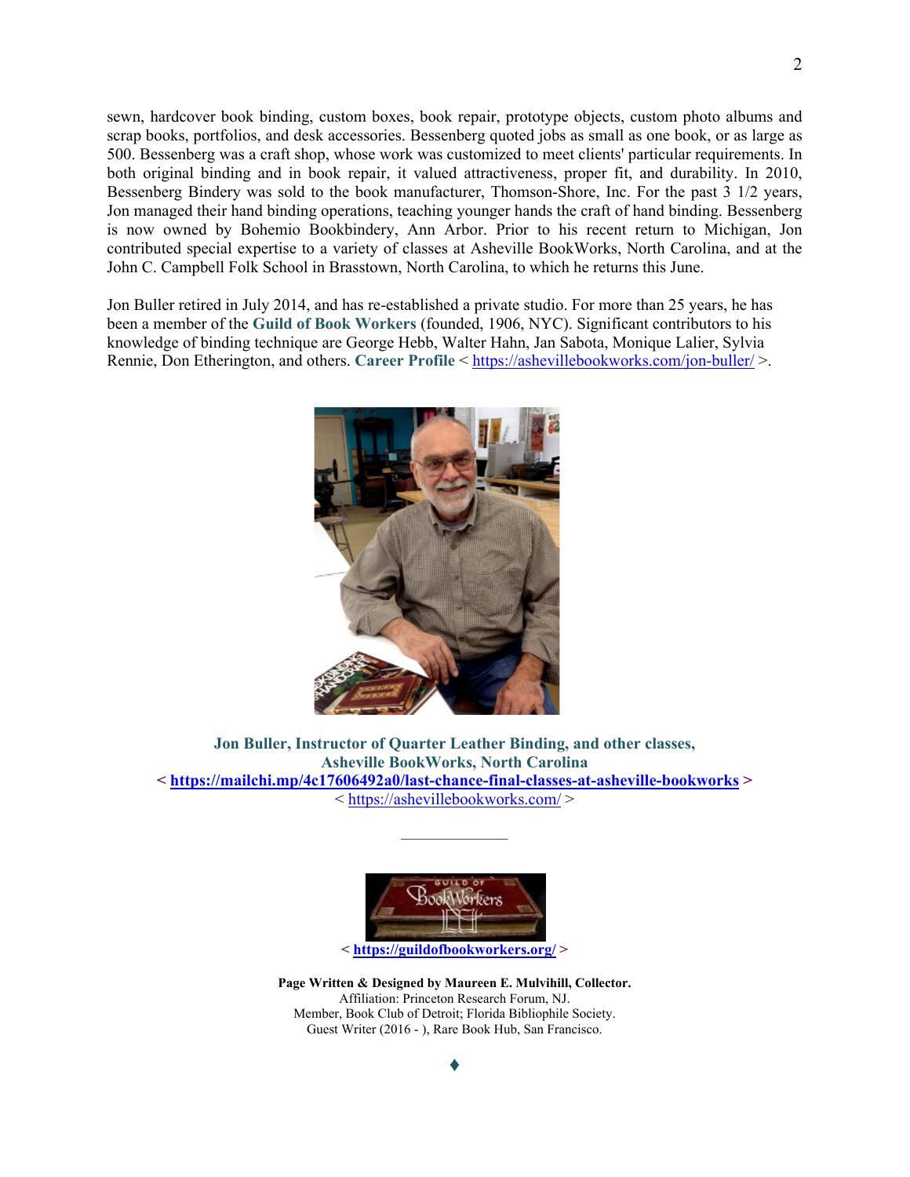sewn, hardcover book binding, custom boxes, book repair, prototype objects, custom photo albums and scrap books, portfolios, and desk accessories. Bessenberg quoted jobs as small as one book, or as large as 500. Bessenberg was a craft shop, whose work was customized to meet clients' particular requirements. In both original binding and in book repair, it valued attractiveness, proper fit, and durability. In 2010, Bessenberg Bindery was sold to the book manufacturer, Thomson-Shore, Inc. For the past 3 1/2 years, Jon managed their hand binding operations, teaching younger hands the craft of hand binding. Bessenberg is now owned by Bohemio Bookbindery, Ann Arbor. Prior to his recent return to Michigan, Jon contributed special expertise to a variety of classes at Asheville BookWorks, North Carolina, and at the John C. Campbell Folk School in Brasstown, North Carolina, to which he returns this June.

Jon Buller retired in July 2014, and has re-established a private studio. For more than 25 years, he has been a member of the **Guild of Book Workers** (founded, 1906, NYC). Significant contributors to his knowledge of binding technique are George Hebb, Walter Hahn, Jan Sabota, Monique Lalier, Sylvia Rennie, Don Etherington, and others. **Career Profile** < https://ashevillebookworks.com/jon-buller/ >.

**Jon Buller, Instructor of Quarter Leather Binding, and other classes,**
**Asheville BookWorks, North Carolina**
**< https://mailchi.mp/4c17606492a0/last-chance-final-classes-at-asheville-bookworks >**
< https://ashevillebookworks.com/ >

---

**< https://guildofbookworkers.org/ >**

**Page Written & Designed by Maureen E. Mulvihill, Collector.**
Affiliation: Princeton Research Forum, NJ.
Member, Book Club of Detroit; Florida Bibliophile Society.
Guest Writer (2016 - ), Rare Book Hub, San Francisco.

♦